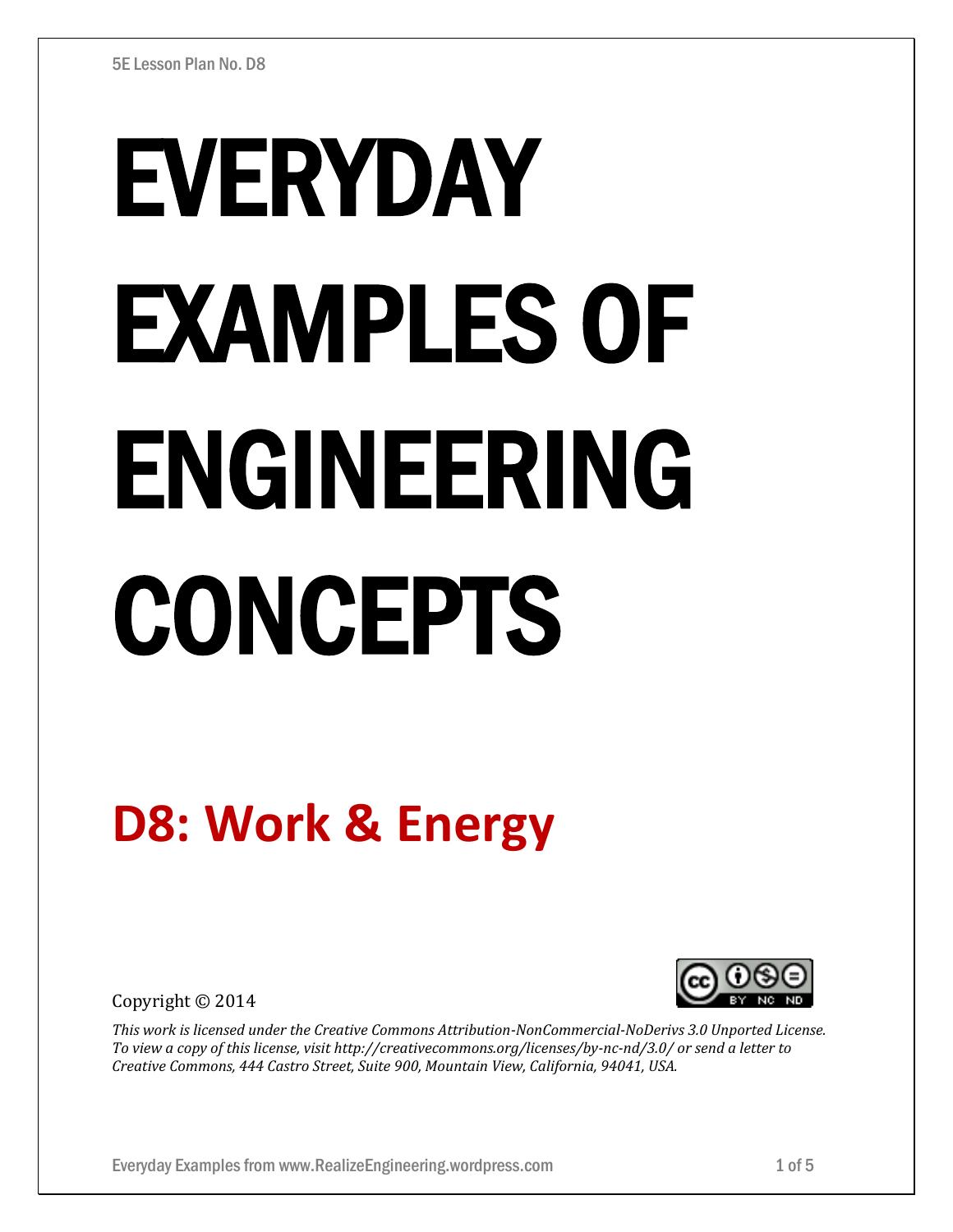5E Lesson Plan No. D8

# EVERYDAY EXAMPLES OF ENGINEERING CONCEPTS

## D8: Work & Energy

Copyright © 2014

*This work is licensed under the Creative Commons Attribution-NonCommercial-NoDerivs 3.0 Unported License. To view a copy of this license, visit http://creativecommons.org/licenses/by-nc-nd/3.0/ or send a letter to Creative Commons, 444 Castro Street, Suite 900, Mountain View, California, 94041, USA.*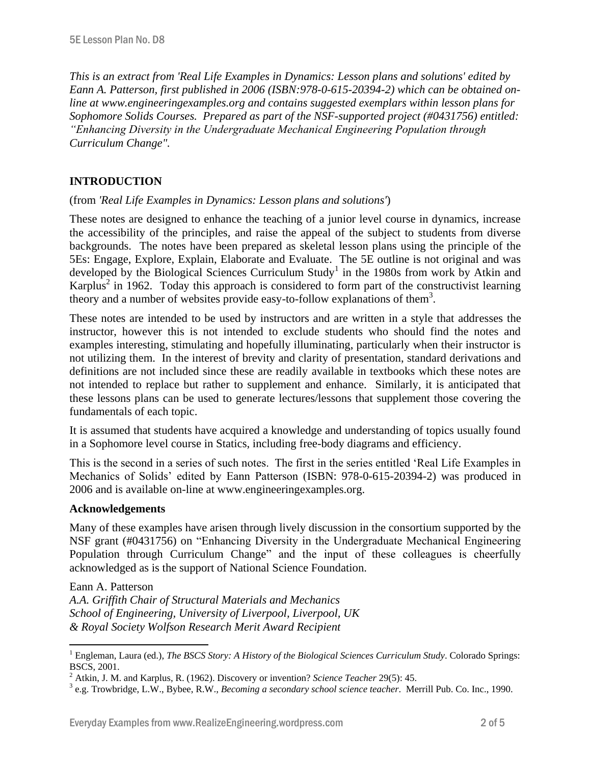*This is an extract from 'Real Life Examples in Dynamics: Lesson plans and solutions' edited by Eann A. Patterson, first published in 2006 (ISBN:978-0-615-20394-2) which can be obtained on-line at www.engineeringexamples.org and contains suggested exemplars within lesson plans for Sophomore Solids Courses. Prepared as part of the NSF-supported project (#0431756) entitled: "Enhancing Diversity in the Undergraduate Mechanical Engineering Population through Curriculum Change".*

## INTRODUCTION

(from *'Real Life Examples in Dynamics: Lesson plans and solutions'*)

These notes are designed to enhance the teaching of a junior level course in dynamics, increase the accessibility of the principles, and raise the appeal of the subject to students from diverse backgrounds. The notes have been prepared as skeletal lesson plans using the principle of the 5Es: Engage, Explore, Explain, Elaborate and Evaluate. The 5E outline is not original and was developed by the Biological Sciences Curriculum Study[1] in the 1980s from work by Atkin and Karplus[2] in 1962. Today this approach is considered to form part of the constructivist learning theory and a number of websites provide easy-to-follow explanations of them[3].

These notes are intended to be used by instructors and are written in a style that addresses the instructor, however this is not intended to exclude students who should find the notes and examples interesting, stimulating and hopefully illuminating, particularly when their instructor is not utilizing them. In the interest of brevity and clarity of presentation, standard derivations and definitions are not included since these are readily available in textbooks which these notes are not intended to replace but rather to supplement and enhance. Similarly, it is anticipated that these lessons plans can be used to generate lectures/lessons that supplement those covering the fundamentals of each topic.

It is assumed that students have acquired a knowledge and understanding of topics usually found in a Sophomore level course in Statics, including free-body diagrams and efficiency.

This is the second in a series of such notes. The first in the series entitled 'Real Life Examples in Mechanics of Solids' edited by Eann Patterson (ISBN: 978-0-615-20394-2) was produced in 2006 and is available on-line at www.engineeringexamples.org.

### Acknowledgements

Many of these examples have arisen through lively discussion in the consortium supported by the NSF grant (#0431756) on "Enhancing Diversity in the Undergraduate Mechanical Engineering Population through Curriculum Change" and the input of these colleagues is cheerfully acknowledged as is the support of National Science Foundation.

Eann A. Patterson
*A.A. Griffith Chair of Structural Materials and Mechanics*
*School of Engineering, University of Liverpool, Liverpool, UK*
*& Royal Society Wolfson Research Merit Award Recipient*

---

[1] Engleman, Laura (ed.), *The BSCS Story: A History of the Biological Sciences Curriculum Study*. Colorado Springs: BSCS, 2001.

[2] Atkin, J. M. and Karplus, R. (1962). Discovery or invention? *Science Teacher* 29(5): 45.

[3] e.g. Trowbridge, L.W., Bybee, R.W., *Becoming a secondary school science teacher*. Merrill Pub. Co. Inc., 1990.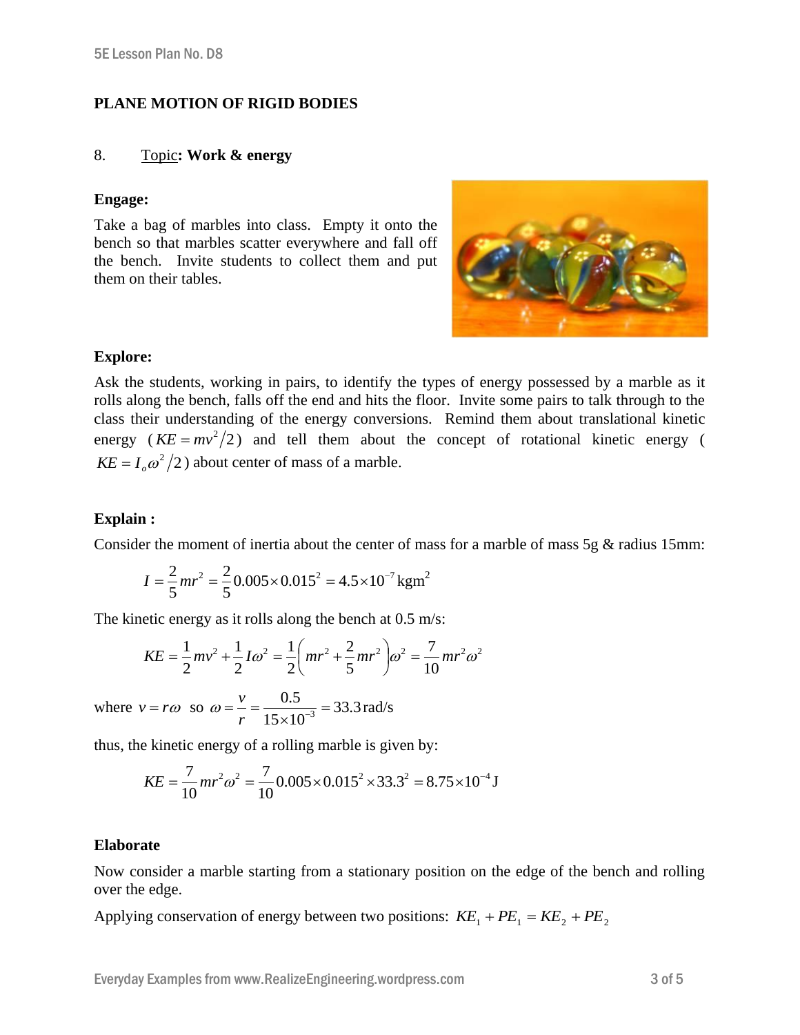# PLANE MOTION OF RIGID BODIES

8. Topic: **Work & energy**

**Engage:**

Take a bag of marbles into class. Empty it onto the bench so that marbles scatter everywhere and fall off the bench. Invite students to collect them and put them on their tables.

**Explore:**

Ask the students, working in pairs, to identify the types of energy possessed by a marble as it rolls along the bench, falls off the end and hits the floor. Invite some pairs to talk through to the class their understanding of the energy conversions. Remind them about translational kinetic energy ($KE = mv^2/2$) and tell them about the concept of rotational kinetic energy ($KE = I_o\omega^2/2$) about center of mass of a marble.

**Explain :**

Consider the moment of inertia about the center of mass for a marble of mass 5g & radius 15mm:

$$I = \frac{2}{5}mr^2 = \frac{2}{5}0.005 \times 0.015^2 = 4.5 \times 10^{-7}\,\text{kgm}^2$$

The kinetic energy as it rolls along the bench at 0.5 m/s:

$$KE = \frac{1}{2}mv^2 + \frac{1}{2}I\omega^2 = \frac{1}{2}\left(mr^2 + \frac{2}{5}mr^2\right)\omega^2 = \frac{7}{10}mr^2\omega^2$$

where $v = r\omega$ so $\omega = \dfrac{v}{r} = \dfrac{0.5}{15 \times 10^{-3}} = 33.3\,\text{rad/s}$

thus, the kinetic energy of a rolling marble is given by:

$$KE = \frac{7}{10}mr^2\omega^2 = \frac{7}{10}0.005 \times 0.015^2 \times 33.3^2 = 8.75 \times 10^{-4}\,\text{J}$$

**Elaborate**

Now consider a marble starting from a stationary position on the edge of the bench and rolling over the edge.

Applying conservation of energy between two positions: $KE_1 + PE_1 = KE_2 + PE_2$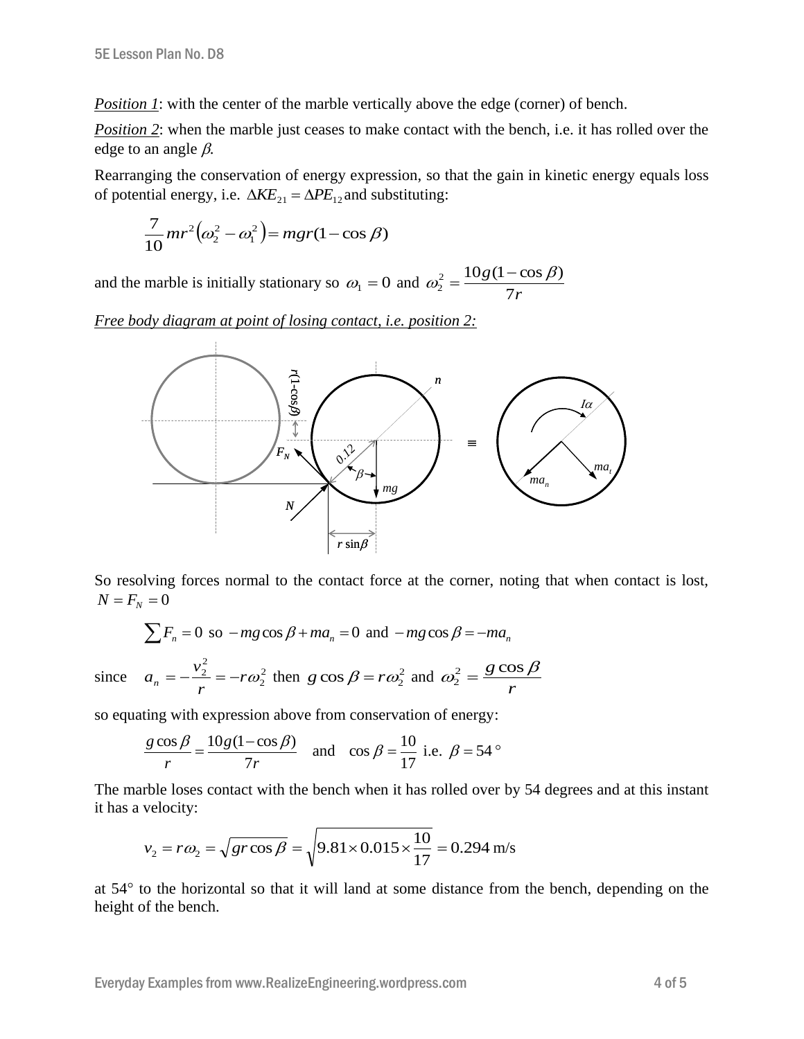*Position 1*: with the center of the marble vertically above the edge (corner) of bench.

*Position 2*: when the marble just ceases to make contact with the bench, i.e. it has rolled over the edge to an angle $\beta$.

Rearranging the conservation of energy expression, so that the gain in kinetic energy equals loss of potential energy, i.e. $\Delta KE_{21} = \Delta PE_{12}$ and substituting:

$$\frac{7}{10}mr^2\left(\omega_2^2 - \omega_1^2\right) = mgr(1-\cos\beta)$$

and the marble is initially stationary so $\omega_1 = 0$ and $\omega_2^2 = \dfrac{10g(1-\cos\beta)}{7r}$

*Free body diagram at point of losing contact, i.e. position 2:*

So resolving forces normal to the contact force at the corner, noting that when contact is lost, $N = F_N = 0$

$$\sum F_n = 0 \text{ so } -mg\cos\beta + ma_n = 0 \text{ and } -mg\cos\beta = -ma_n$$

since $a_n = -\dfrac{v_2^2}{r} = -r\omega_2^2$ then $g\cos\beta = r\omega_2^2$ and $\omega_2^2 = \dfrac{g\cos\beta}{r}$

so equating with expression above from conservation of energy:

$$\frac{g\cos\beta}{r} = \frac{10g(1-\cos\beta)}{7r} \quad \text{and} \quad \cos\beta = \frac{10}{17} \text{ i.e. } \beta = 54\,^\circ$$

The marble loses contact with the bench when it has rolled over by 54 degrees and at this instant it has a velocity:

$$v_2 = r\omega_2 = \sqrt{gr\cos\beta} = \sqrt{9.81\times 0.015\times\frac{10}{17}} = 0.294 \text{ m/s}$$

at 54° to the horizontal so that it will land at some distance from the bench, depending on the height of the bench.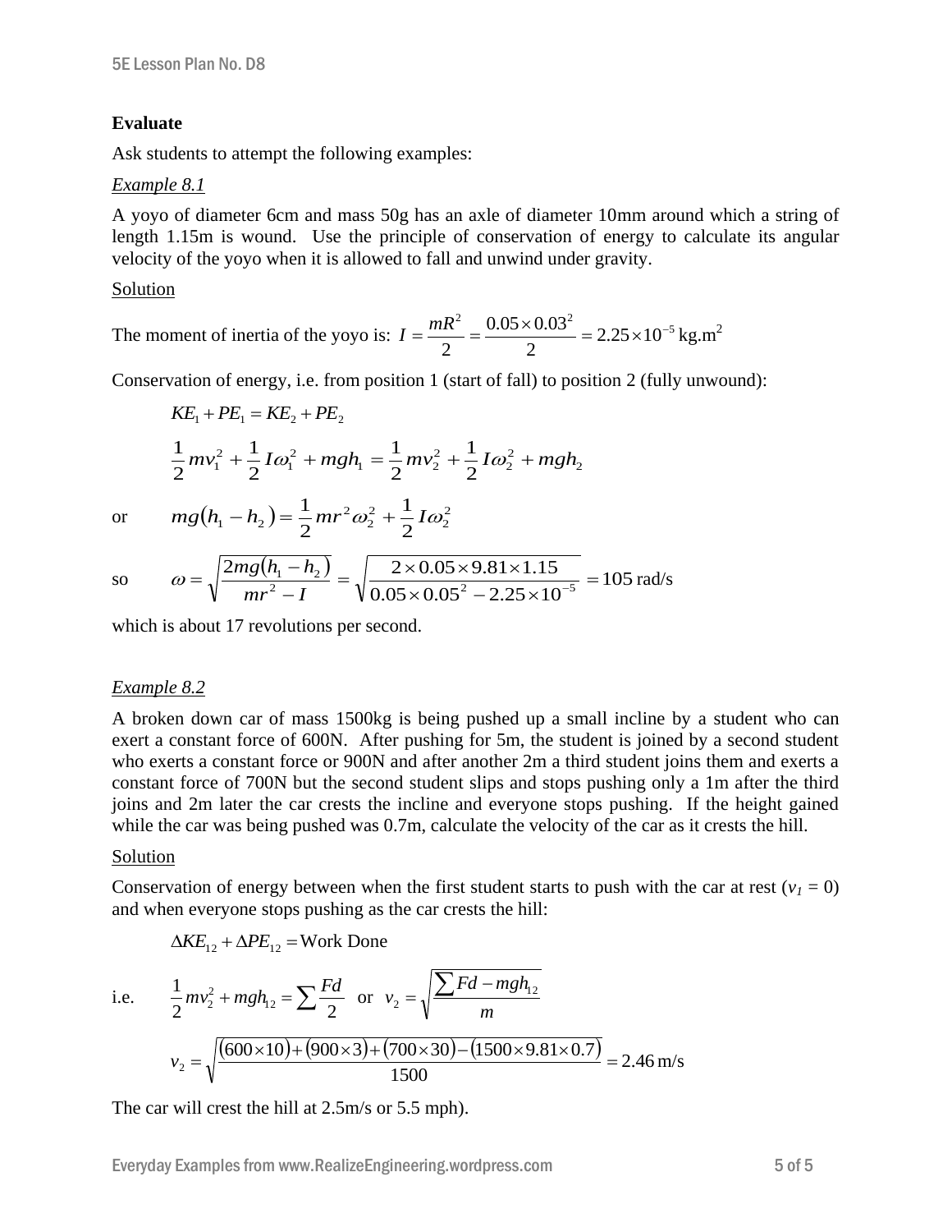**Evaluate**

Ask students to attempt the following examples:

*Example 8.1*

A yoyo of diameter 6cm and mass 50g has an axle of diameter 10mm around which a string of length 1.15m is wound. Use the principle of conservation of energy to calculate its angular velocity of the yoyo when it is allowed to fall and unwind under gravity.

Solution

The moment of inertia of the yoyo is: $I = \frac{mR^2}{2} = \frac{0.05 \times 0.03^2}{2} = 2.25 \times 10^{-5}\ \text{kg.m}^2$

Conservation of energy, i.e. from position 1 (start of fall) to position 2 (fully unwound):

$$KE_1 + PE_1 = KE_2 + PE_2$$

$$\frac{1}{2}mv_1^2 + \frac{1}{2}I\omega_1^2 + mgh_1 = \frac{1}{2}mv_2^2 + \frac{1}{2}I\omega_2^2 + mgh_2$$

or
$$mg(h_1 - h_2) = \frac{1}{2}mr^2\omega_2^2 + \frac{1}{2}I\omega_2^2$$

so
$$\omega = \sqrt{\frac{2mg(h_1 - h_2)}{mr^2 - I}} = \sqrt{\frac{2 \times 0.05 \times 9.81 \times 1.15}{0.05 \times 0.05^2 - 2.25 \times 10^{-5}}} = 105\ \text{rad/s}$$

which is about 17 revolutions per second.

*Example 8.2*

A broken down car of mass 1500kg is being pushed up a small incline by a student who can exert a constant force of 600N. After pushing for 5m, the student is joined by a second student who exerts a constant force or 900N and after another 2m a third student joins them and exerts a constant force of 700N but the second student slips and stops pushing only a 1m after the third joins and 2m later the car crests the incline and everyone stops pushing. If the height gained while the car was being pushed was 0.7m, calculate the velocity of the car as it crests the hill.

Solution

Conservation of energy between when the first student starts to push with the car at rest ($v_1 = 0$) and when everyone stops pushing as the car crests the hill:

$$\Delta KE_{12} + \Delta PE_{12} = \text{Work Done}$$

i.e.
$$\frac{1}{2}mv_2^2 + mgh_{12} = \sum \frac{Fd}{2} \quad \text{or} \quad v_2 = \sqrt{\frac{\sum Fd - mgh_{12}}{m}}$$

$$v_2 = \sqrt{\frac{(600 \times 10) + (900 \times 3) + (700 \times 30) - (1500 \times 9.81 \times 0.7)}{1500}} = 2.46\ \text{m/s}$$

The car will crest the hill at 2.5m/s or 5.5 mph).